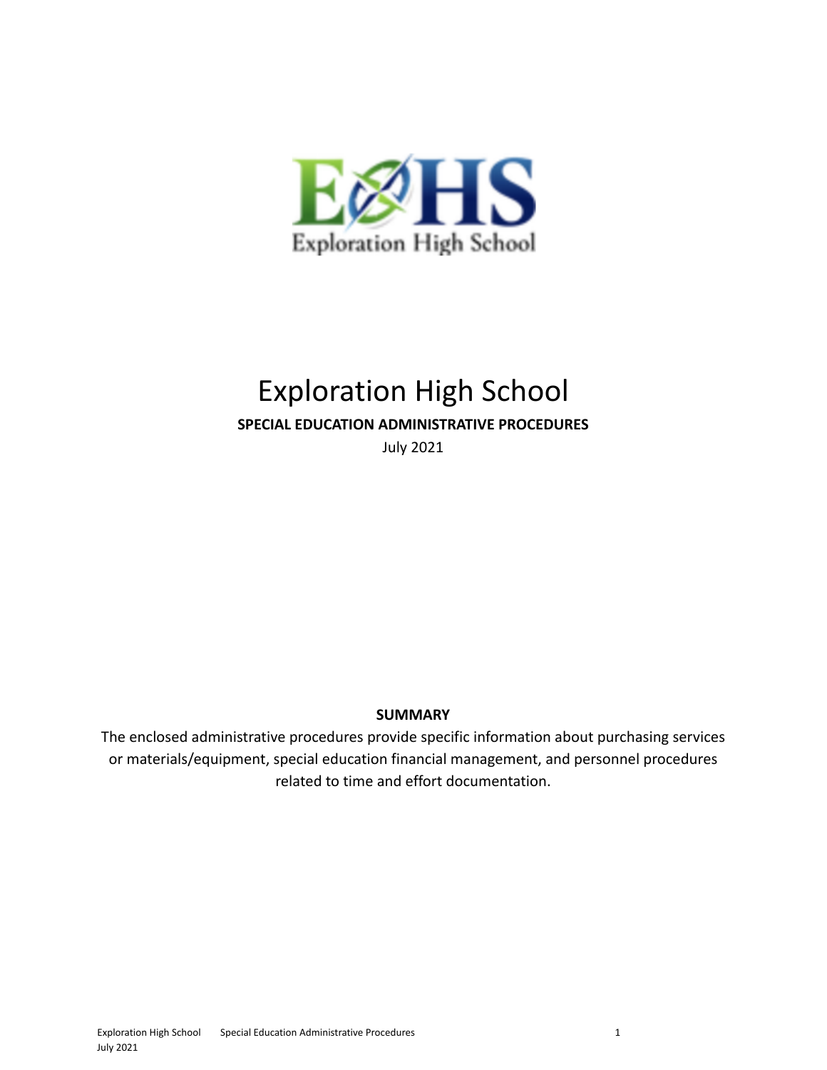# Exploration High School

**SPECIAL EDUCATION ADMINISTRATIVE PROCEDURES**

July 2021

**SUMMARY**

The enclosed administrative procedures provide specific information about purchasing services or materials/equipment, special education financial management, and personnel procedures related to time and effort documentation.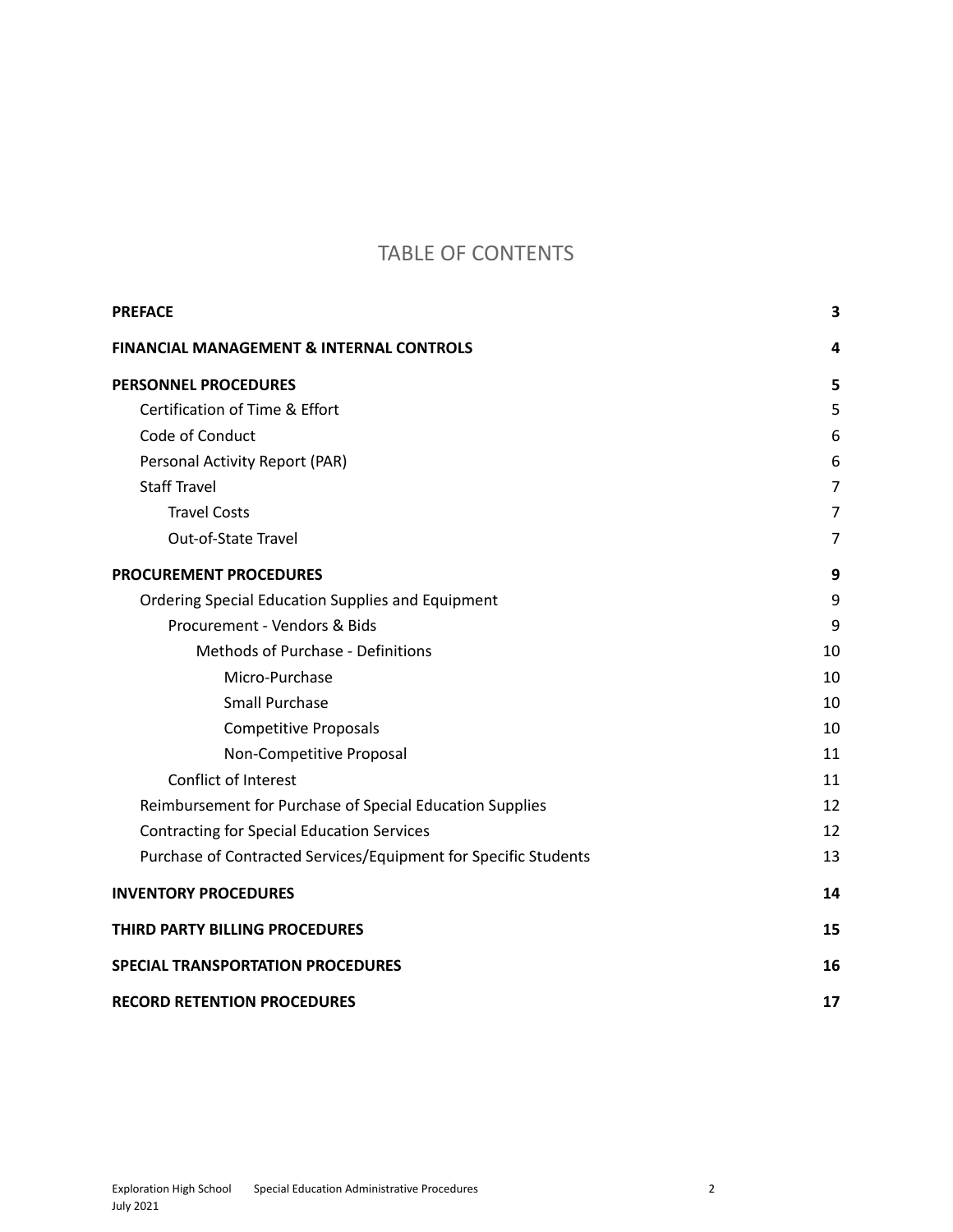# TABLE OF CONTENTS

| | |
|---|---|
| **PREFACE** | **3** |
| **FINANCIAL MANAGEMENT & INTERNAL CONTROLS** | **4** |
| **PERSONNEL PROCEDURES** | **5** |
| Certification of Time & Effort | 5 |
| Code of Conduct | 6 |
| Personal Activity Report (PAR) | 6 |
| Staff Travel | 7 |
| Travel Costs | 7 |
| Out-of-State Travel | 7 |
| **PROCUREMENT PROCEDURES** | **9** |
| Ordering Special Education Supplies and Equipment | 9 |
| Procurement - Vendors & Bids | 9 |
| Methods of Purchase - Definitions | 10 |
| Micro-Purchase | 10 |
| Small Purchase | 10 |
| Competitive Proposals | 10 |
| Non-Competitive Proposal | 11 |
| Conflict of Interest | 11 |
| Reimbursement for Purchase of Special Education Supplies | 12 |
| Contracting for Special Education Services | 12 |
| Purchase of Contracted Services/Equipment for Specific Students | 13 |
| **INVENTORY PROCEDURES** | **14** |
| **THIRD PARTY BILLING PROCEDURES** | **15** |
| **SPECIAL TRANSPORTATION PROCEDURES** | **16** |
| **RECORD RETENTION PROCEDURES** | **17** |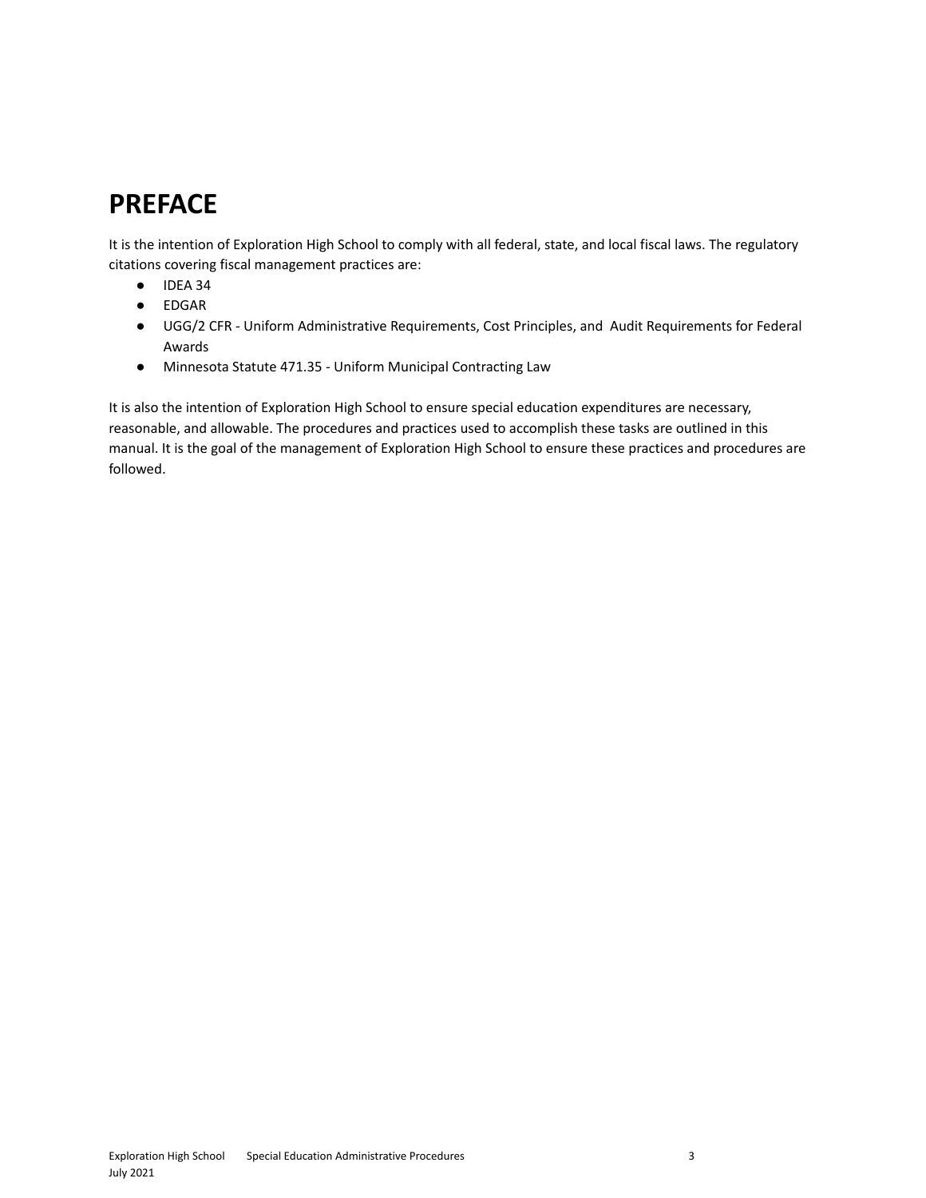# PREFACE

It is the intention of Exploration High School to comply with all federal, state, and local fiscal laws. The regulatory citations covering fiscal management practices are:

- IDEA 34
- EDGAR
- UGG/2 CFR - Uniform Administrative Requirements, Cost Principles, and Audit Requirements for Federal Awards
- Minnesota Statute 471.35 - Uniform Municipal Contracting Law

It is also the intention of Exploration High School to ensure special education expenditures are necessary, reasonable, and allowable. The procedures and practices used to accomplish these tasks are outlined in this manual. It is the goal of the management of Exploration High School to ensure these practices and procedures are followed.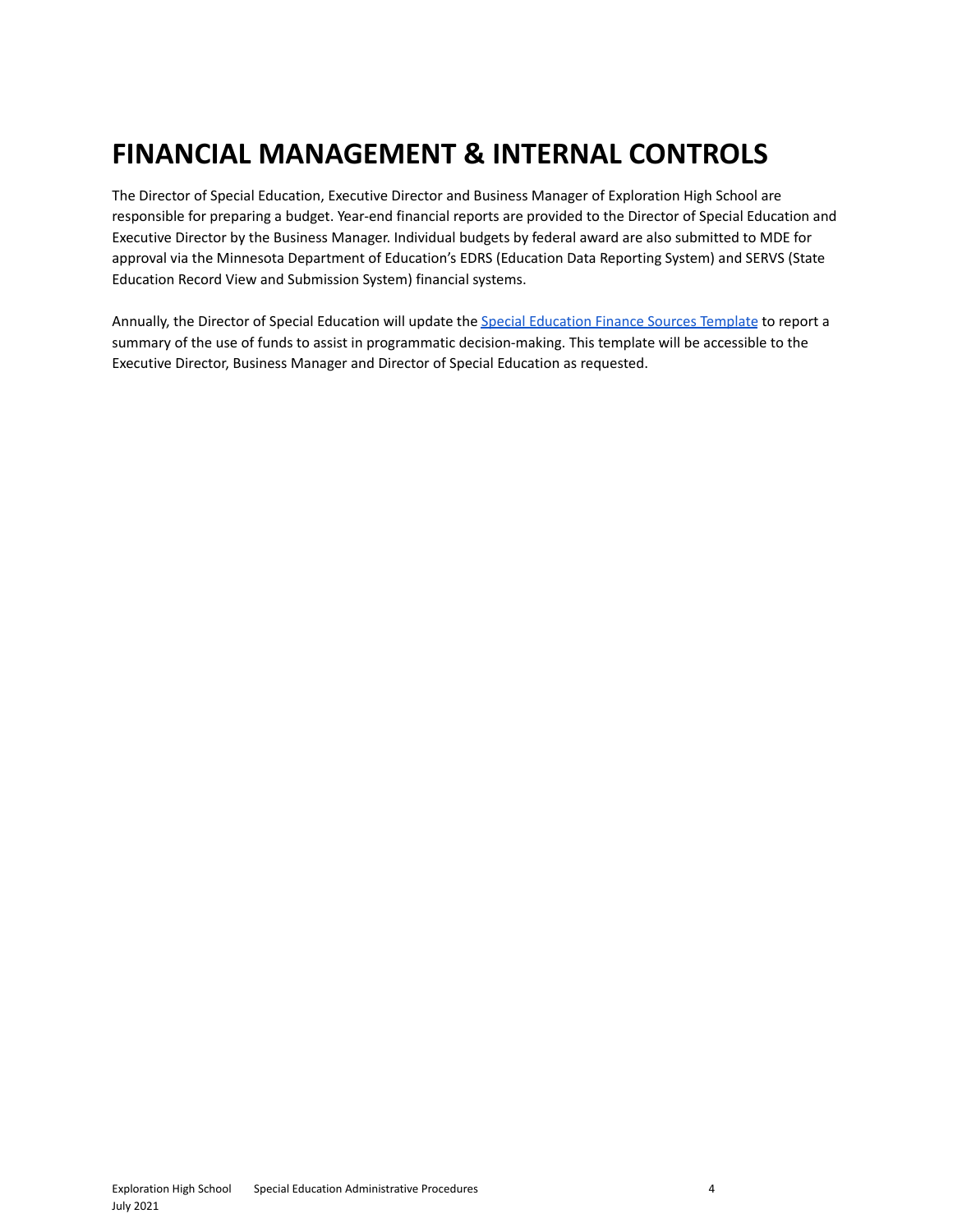# FINANCIAL MANAGEMENT & INTERNAL CONTROLS

The Director of Special Education, Executive Director and Business Manager of Exploration High School are responsible for preparing a budget. Year-end financial reports are provided to the Director of Special Education and Executive Director by the Business Manager. Individual budgets by federal award are also submitted to MDE for approval via the Minnesota Department of Education's EDRS (Education Data Reporting System) and SERVS (State Education Record View and Submission System) financial systems.

Annually, the Director of Special Education will update the Special Education Finance Sources Template to report a summary of the use of funds to assist in programmatic decision-making. This template will be accessible to the Executive Director, Business Manager and Director of Special Education as requested.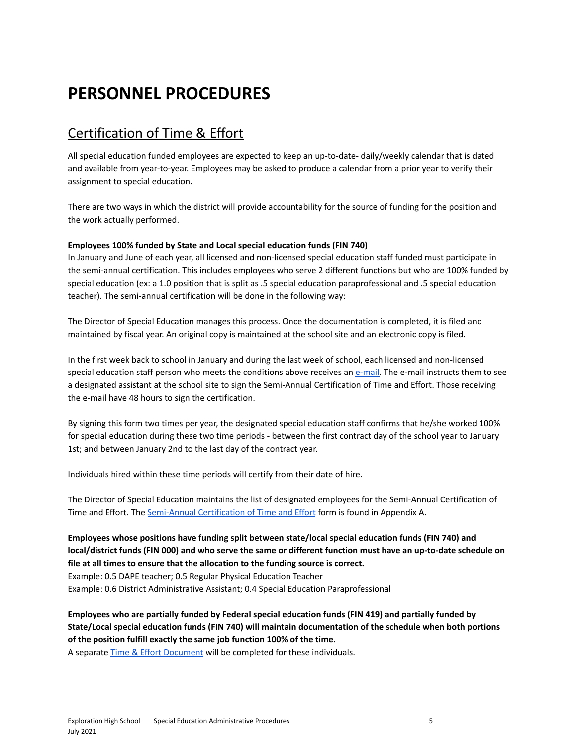# PERSONNEL PROCEDURES

## Certification of Time & Effort

All special education funded employees are expected to keep an up-to-date- daily/weekly calendar that is dated and available from year-to-year. Employees may be asked to produce a calendar from a prior year to verify their assignment to special education.

There are two ways in which the district will provide accountability for the source of funding for the position and the work actually performed.

**Employees 100% funded by State and Local special education funds (FIN 740)**
In January and June of each year, all licensed and non-licensed special education staff funded must participate in the semi-annual certification. This includes employees who serve 2 different functions but who are 100% funded by special education (ex: a 1.0 position that is split as .5 special education paraprofessional and .5 special education teacher). The semi-annual certification will be done in the following way:

The Director of Special Education manages this process. Once the documentation is completed, it is filed and maintained by fiscal year. An original copy is maintained at the school site and an electronic copy is filed.

In the first week back to school in January and during the last week of school, each licensed and non-licensed special education staff person who meets the conditions above receives an e-mail. The e-mail instructs them to see a designated assistant at the school site to sign the Semi-Annual Certification of Time and Effort. Those receiving the e-mail have 48 hours to sign the certification.

By signing this form two times per year, the designated special education staff confirms that he/she worked 100% for special education during these two time periods - between the first contract day of the school year to January 1st; and between January 2nd to the last day of the contract year.

Individuals hired within these time periods will certify from their date of hire.

The Director of Special Education maintains the list of designated employees for the Semi-Annual Certification of Time and Effort. The Semi-Annual Certification of Time and Effort form is found in Appendix A.

**Employees whose positions have funding split between state/local special education funds (FIN 740) and local/district funds (FIN 000) and who serve the same or different function must have an up-to-date schedule on file at all times to ensure that the allocation to the funding source is correct.**
Example: 0.5 DAPE teacher; 0.5 Regular Physical Education Teacher
Example: 0.6 District Administrative Assistant; 0.4 Special Education Paraprofessional

**Employees who are partially funded by Federal special education funds (FIN 419) and partially funded by State/Local special education funds (FIN 740) will maintain documentation of the schedule when both portions of the position fulfill exactly the same job function 100% of the time.**
A separate Time & Effort Document will be completed for these individuals.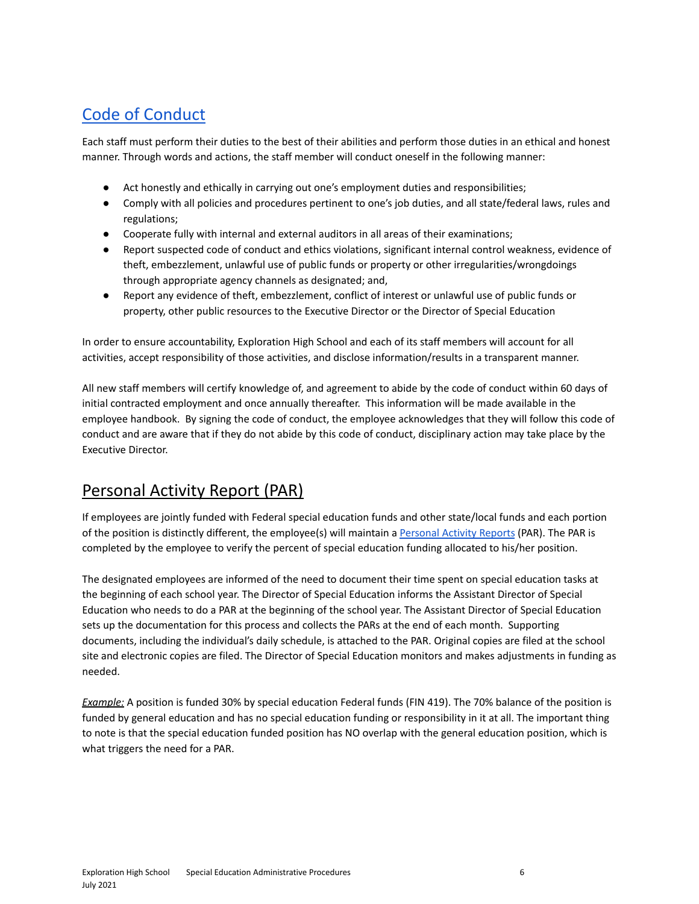## Code of Conduct

Each staff must perform their duties to the best of their abilities and perform those duties in an ethical and honest manner. Through words and actions, the staff member will conduct oneself in the following manner:

- Act honestly and ethically in carrying out one's employment duties and responsibilities;
- Comply with all policies and procedures pertinent to one's job duties, and all state/federal laws, rules and regulations;
- Cooperate fully with internal and external auditors in all areas of their examinations;
- Report suspected code of conduct and ethics violations, significant internal control weakness, evidence of theft, embezzlement, unlawful use of public funds or property or other irregularities/wrongdoings through appropriate agency channels as designated; and,
- Report any evidence of theft, embezzlement, conflict of interest or unlawful use of public funds or property, other public resources to the Executive Director or the Director of Special Education

In order to ensure accountability, Exploration High School and each of its staff members will account for all activities, accept responsibility of those activities, and disclose information/results in a transparent manner.

All new staff members will certify knowledge of, and agreement to abide by the code of conduct within 60 days of initial contracted employment and once annually thereafter. This information will be made available in the employee handbook. By signing the code of conduct, the employee acknowledges that they will follow this code of conduct and are aware that if they do not abide by this code of conduct, disciplinary action may take place by the Executive Director.

## Personal Activity Report (PAR)

If employees are jointly funded with Federal special education funds and other state/local funds and each portion of the position is distinctly different, the employee(s) will maintain a Personal Activity Reports (PAR). The PAR is completed by the employee to verify the percent of special education funding allocated to his/her position.

The designated employees are informed of the need to document their time spent on special education tasks at the beginning of each school year. The Director of Special Education informs the Assistant Director of Special Education who needs to do a PAR at the beginning of the school year. The Assistant Director of Special Education sets up the documentation for this process and collects the PARs at the end of each month. Supporting documents, including the individual's daily schedule, is attached to the PAR. Original copies are filed at the school site and electronic copies are filed. The Director of Special Education monitors and makes adjustments in funding as needed.

*Example:* A position is funded 30% by special education Federal funds (FIN 419). The 70% balance of the position is funded by general education and has no special education funding or responsibility in it at all. The important thing to note is that the special education funded position has NO overlap with the general education position, which is what triggers the need for a PAR.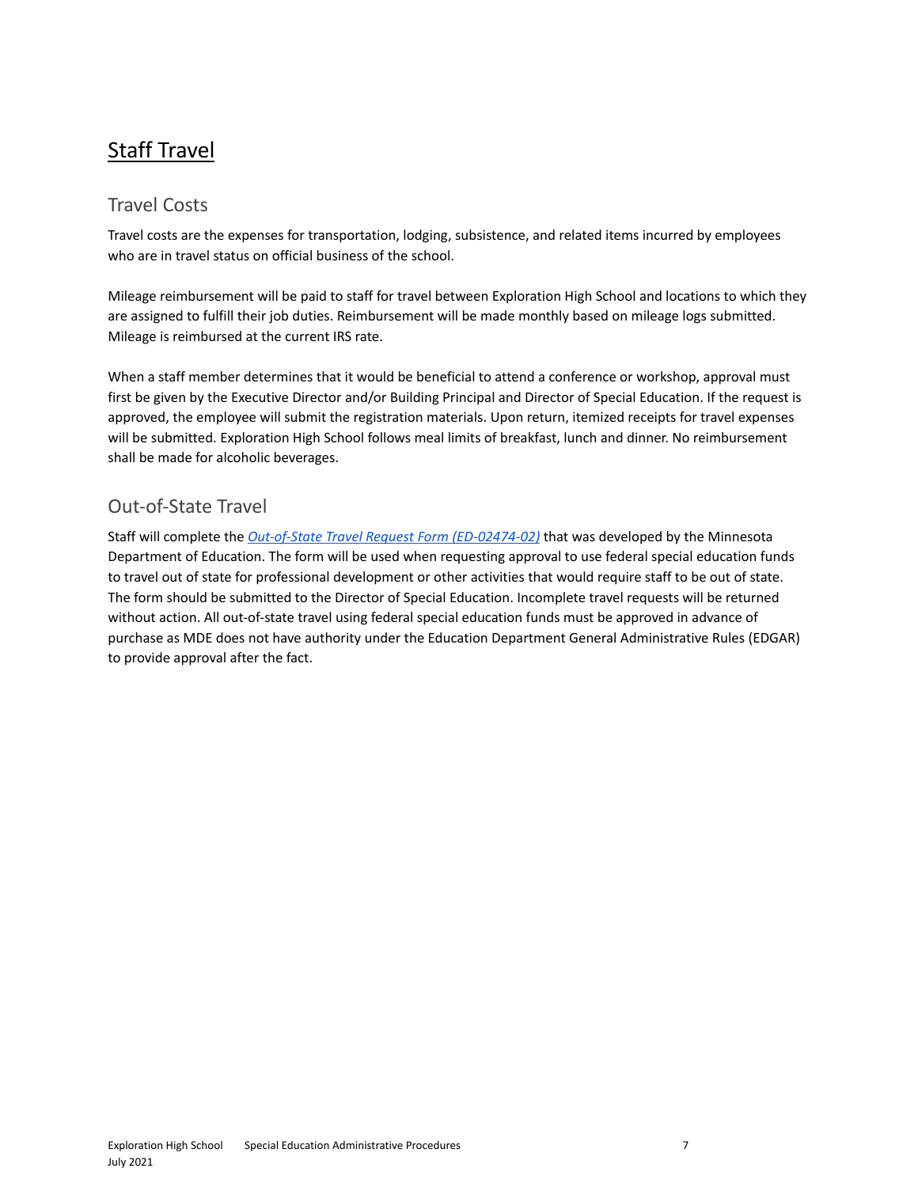# Staff Travel

## Travel Costs

Travel costs are the expenses for transportation, lodging, subsistence, and related items incurred by employees who are in travel status on official business of the school.

Mileage reimbursement will be paid to staff for travel between Exploration High School and locations to which they are assigned to fulfill their job duties. Reimbursement will be made monthly based on mileage logs submitted. Mileage is reimbursed at the current IRS rate.

When a staff member determines that it would be beneficial to attend a conference or workshop, approval must first be given by the Executive Director and/or Building Principal and Director of Special Education. If the request is approved, the employee will submit the registration materials. Upon return, itemized receipts for travel expenses will be submitted. Exploration High School follows meal limits of breakfast, lunch and dinner. No reimbursement shall be made for alcoholic beverages.

## Out-of-State Travel

Staff will complete the *Out-of-State Travel Request Form (ED-02474-02)* that was developed by the Minnesota Department of Education. The form will be used when requesting approval to use federal special education funds to travel out of state for professional development or other activities that would require staff to be out of state. The form should be submitted to the Director of Special Education. Incomplete travel requests will be returned without action. All out-of-state travel using federal special education funds must be approved in advance of purchase as MDE does not have authority under the Education Department General Administrative Rules (EDGAR) to provide approval after the fact.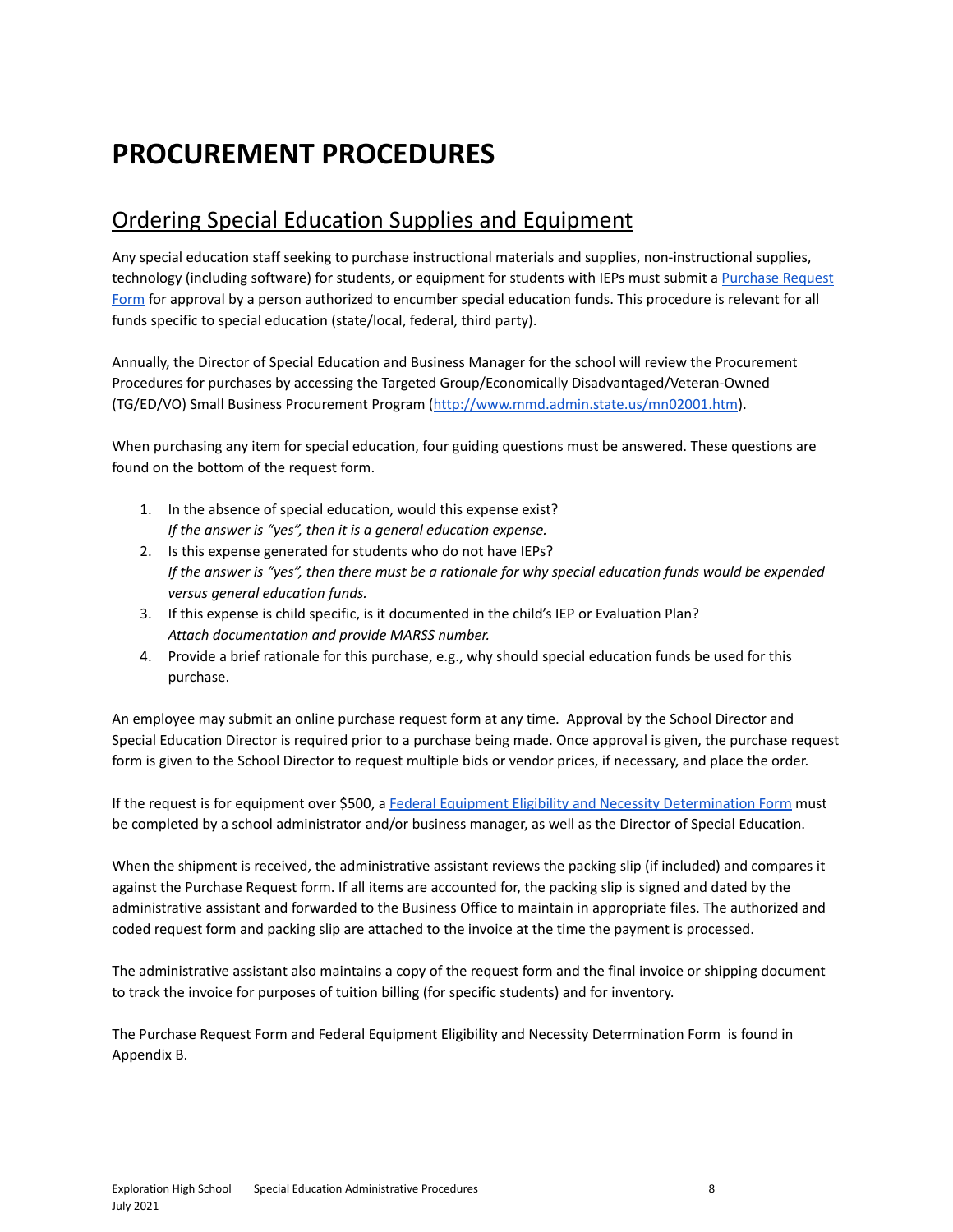# PROCUREMENT PROCEDURES

## Ordering Special Education Supplies and Equipment

Any special education staff seeking to purchase instructional materials and supplies, non-instructional supplies, technology (including software) for students, or equipment for students with IEPs must submit a [Purchase Request Form]() for approval by a person authorized to encumber special education funds. This procedure is relevant for all funds specific to special education (state/local, federal, third party).

Annually, the Director of Special Education and Business Manager for the school will review the Procurement Procedures for purchases by accessing the Targeted Group/Economically Disadvantaged/Veteran-Owned (TG/ED/VO) Small Business Procurement Program (http://www.mmd.admin.state.us/mn02001.htm).

When purchasing any item for special education, four guiding questions must be answered. These questions are found on the bottom of the request form.

1. In the absence of special education, would this expense exist?
   *If the answer is "yes", then it is a general education expense.*
2. Is this expense generated for students who do not have IEPs?
   *If the answer is "yes", then there must be a rationale for why special education funds would be expended versus general education funds.*
3. If this expense is child specific, is it documented in the child's IEP or Evaluation Plan?
   *Attach documentation and provide MARSS number.*
4. Provide a brief rationale for this purchase, e.g., why should special education funds be used for this purchase.

An employee may submit an online purchase request form at any time. Approval by the School Director and Special Education Director is required prior to a purchase being made. Once approval is given, the purchase request form is given to the School Director to request multiple bids or vendor prices, if necessary, and place the order.

If the request is for equipment over $500, a [Federal Equipment Eligibility and Necessity Determination Form]() must be completed by a school administrator and/or business manager, as well as the Director of Special Education.

When the shipment is received, the administrative assistant reviews the packing slip (if included) and compares it against the Purchase Request form. If all items are accounted for, the packing slip is signed and dated by the administrative assistant and forwarded to the Business Office to maintain in appropriate files. The authorized and coded request form and packing slip are attached to the invoice at the time the payment is processed.

The administrative assistant also maintains a copy of the request form and the final invoice or shipping document to track the invoice for purposes of tuition billing (for specific students) and for inventory.

The Purchase Request Form and Federal Equipment Eligibility and Necessity Determination Form is found in Appendix B.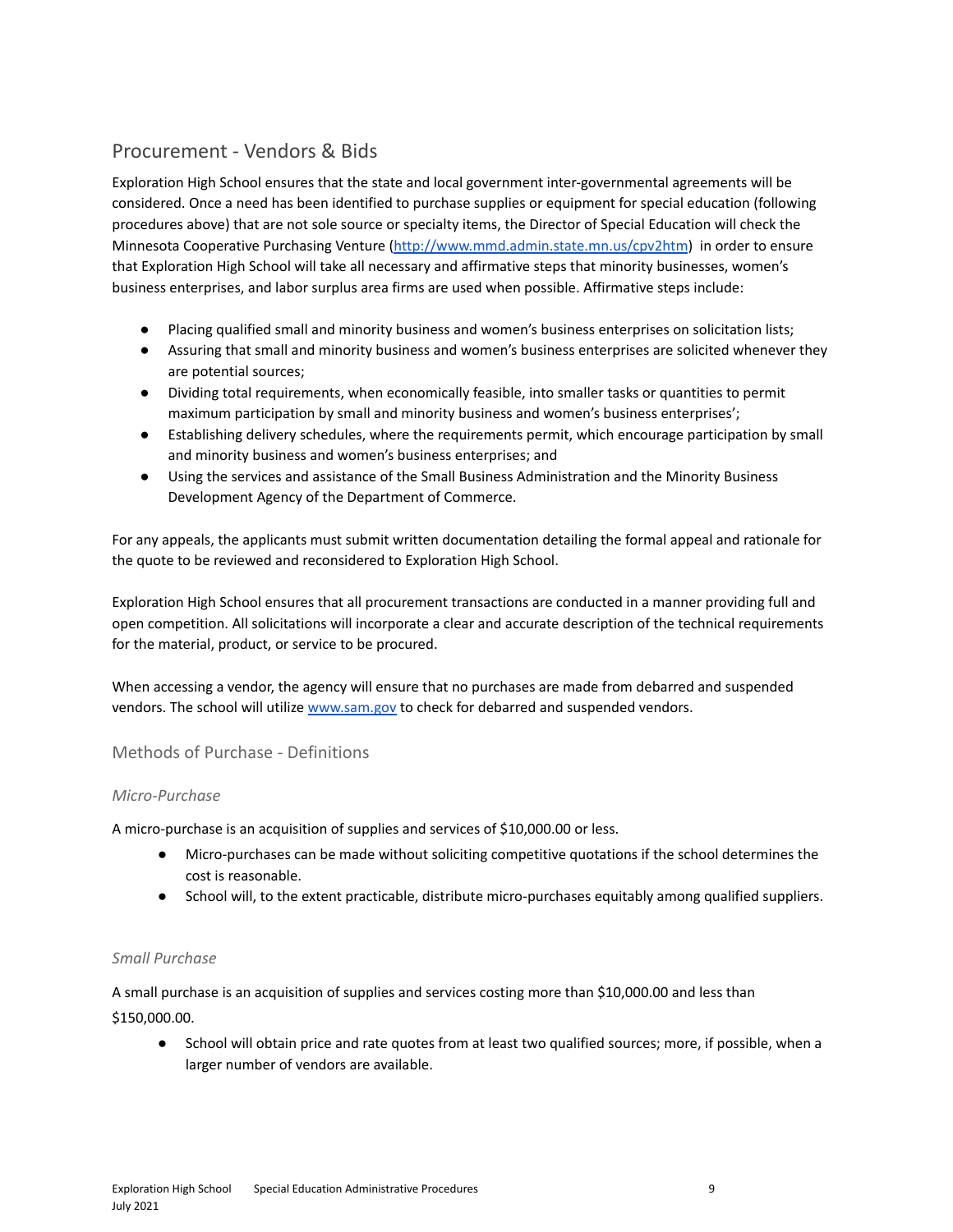## Procurement - Vendors & Bids

Exploration High School ensures that the state and local government inter-governmental agreements will be considered. Once a need has been identified to purchase supplies or equipment for special education (following procedures above) that are not sole source or specialty items, the Director of Special Education will check the Minnesota Cooperative Purchasing Venture (http://www.mmd.admin.state.mn.us/cpv2htm) in order to ensure that Exploration High School will take all necessary and affirmative steps that minority businesses, women's business enterprises, and labor surplus area firms are used when possible. Affirmative steps include:

- Placing qualified small and minority business and women's business enterprises on solicitation lists;
- Assuring that small and minority business and women's business enterprises are solicited whenever they are potential sources;
- Dividing total requirements, when economically feasible, into smaller tasks or quantities to permit maximum participation by small and minority business and women's business enterprises';
- Establishing delivery schedules, where the requirements permit, which encourage participation by small and minority business and women's business enterprises; and
- Using the services and assistance of the Small Business Administration and the Minority Business Development Agency of the Department of Commerce.

For any appeals, the applicants must submit written documentation detailing the formal appeal and rationale for the quote to be reviewed and reconsidered to Exploration High School.

Exploration High School ensures that all procurement transactions are conducted in a manner providing full and open competition. All solicitations will incorporate a clear and accurate description of the technical requirements for the material, product, or service to be procured.

When accessing a vendor, the agency will ensure that no purchases are made from debarred and suspended vendors. The school will utilize www.sam.gov to check for debarred and suspended vendors.

### Methods of Purchase - Definitions

#### *Micro-Purchase*

A micro-purchase is an acquisition of supplies and services of $10,000.00 or less.

- Micro-purchases can be made without soliciting competitive quotations if the school determines the cost is reasonable.
- School will, to the extent practicable, distribute micro-purchases equitably among qualified suppliers.

#### *Small Purchase*

A small purchase is an acquisition of supplies and services costing more than $10,000.00 and less than $150,000.00.

- School will obtain price and rate quotes from at least two qualified sources; more, if possible, when a larger number of vendors are available.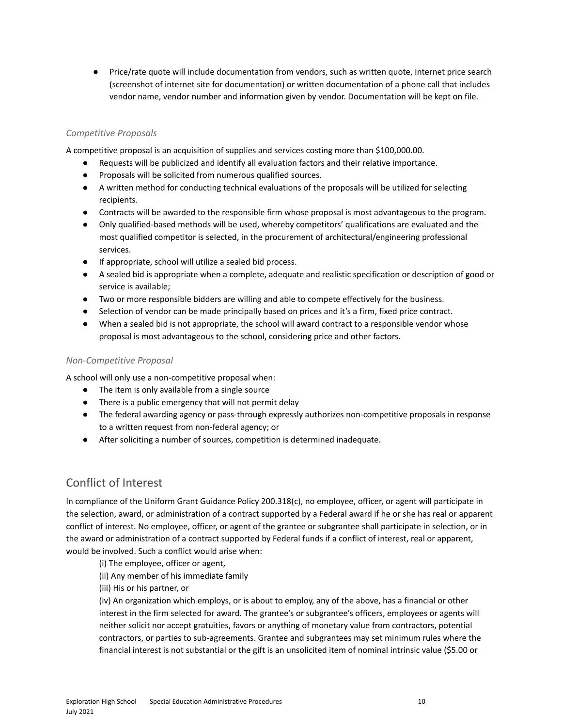- Price/rate quote will include documentation from vendors, such as written quote, Internet price search (screenshot of internet site for documentation) or written documentation of a phone call that includes vendor name, vendor number and information given by vendor. Documentation will be kept on file.

*Competitive Proposals*

A competitive proposal is an acquisition of supplies and services costing more than $100,000.00.

- Requests will be publicized and identify all evaluation factors and their relative importance.
- Proposals will be solicited from numerous qualified sources.
- A written method for conducting technical evaluations of the proposals will be utilized for selecting recipients.
- Contracts will be awarded to the responsible firm whose proposal is most advantageous to the program.
- Only qualified-based methods will be used, whereby competitors' qualifications are evaluated and the most qualified competitor is selected, in the procurement of architectural/engineering professional services.
- If appropriate, school will utilize a sealed bid process.
- A sealed bid is appropriate when a complete, adequate and realistic specification or description of good or service is available;
- Two or more responsible bidders are willing and able to compete effectively for the business.
- Selection of vendor can be made principally based on prices and it's a firm, fixed price contract.
- When a sealed bid is not appropriate, the school will award contract to a responsible vendor whose proposal is most advantageous to the school, considering price and other factors.

*Non-Competitive Proposal*

A school will only use a non-competitive proposal when:

- The item is only available from a single source
- There is a public emergency that will not permit delay
- The federal awarding agency or pass-through expressly authorizes non-competitive proposals in response to a written request from non-federal agency; or
- After soliciting a number of sources, competition is determined inadequate.

## Conflict of Interest

In compliance of the Uniform Grant Guidance Policy 200.318(c), no employee, officer, or agent will participate in the selection, award, or administration of a contract supported by a Federal award if he or she has real or apparent conflict of interest. No employee, officer, or agent of the grantee or subgrantee shall participate in selection, or in the award or administration of a contract supported by Federal funds if a conflict of interest, real or apparent, would be involved. Such a conflict would arise when:

(i) The employee, officer or agent,

(ii) Any member of his immediate family

(iii) His or his partner, or

(iv) An organization which employs, or is about to employ, any of the above, has a financial or other interest in the firm selected for award. The grantee's or subgrantee's officers, employees or agents will neither solicit nor accept gratuities, favors or anything of monetary value from contractors, potential contractors, or parties to sub-agreements. Grantee and subgrantees may set minimum rules where the financial interest is not substantial or the gift is an unsolicited item of nominal intrinsic value ($5.00 or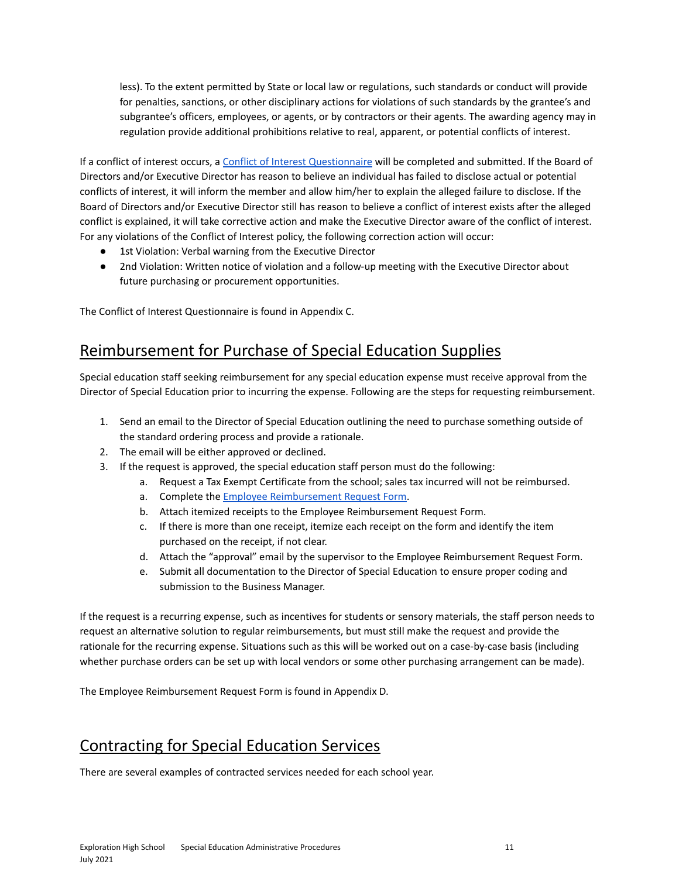less). To the extent permitted by State or local law or regulations, such standards or conduct will provide for penalties, sanctions, or other disciplinary actions for violations of such standards by the grantee's and subgrantee's officers, employees, or agents, or by contractors or their agents. The awarding agency may in regulation provide additional prohibitions relative to real, apparent, or potential conflicts of interest.

If a conflict of interest occurs, a Conflict of Interest Questionnaire will be completed and submitted. If the Board of Directors and/or Executive Director has reason to believe an individual has failed to disclose actual or potential conflicts of interest, it will inform the member and allow him/her to explain the alleged failure to disclose. If the Board of Directors and/or Executive Director still has reason to believe a conflict of interest exists after the alleged conflict is explained, it will take corrective action and make the Executive Director aware of the conflict of interest. For any violations of the Conflict of Interest policy, the following correction action will occur:

- 1st Violation: Verbal warning from the Executive Director
- 2nd Violation: Written notice of violation and a follow-up meeting with the Executive Director about future purchasing or procurement opportunities.

The Conflict of Interest Questionnaire is found in Appendix C.

## Reimbursement for Purchase of Special Education Supplies

Special education staff seeking reimbursement for any special education expense must receive approval from the Director of Special Education prior to incurring the expense. Following are the steps for requesting reimbursement.

1. Send an email to the Director of Special Education outlining the need to purchase something outside of the standard ordering process and provide a rationale.
2. The email will be either approved or declined.
3. If the request is approved, the special education staff person must do the following:
   a. Request a Tax Exempt Certificate from the school; sales tax incurred will not be reimbursed.
   a. Complete the Employee Reimbursement Request Form.
   b. Attach itemized receipts to the Employee Reimbursement Request Form.
   c. If there is more than one receipt, itemize each receipt on the form and identify the item purchased on the receipt, if not clear.
   d. Attach the "approval" email by the supervisor to the Employee Reimbursement Request Form.
   e. Submit all documentation to the Director of Special Education to ensure proper coding and submission to the Business Manager.

If the request is a recurring expense, such as incentives for students or sensory materials, the staff person needs to request an alternative solution to regular reimbursements, but must still make the request and provide the rationale for the recurring expense. Situations such as this will be worked out on a case-by-case basis (including whether purchase orders can be set up with local vendors or some other purchasing arrangement can be made).

The Employee Reimbursement Request Form is found in Appendix D.

## Contracting for Special Education Services

There are several examples of contracted services needed for each school year.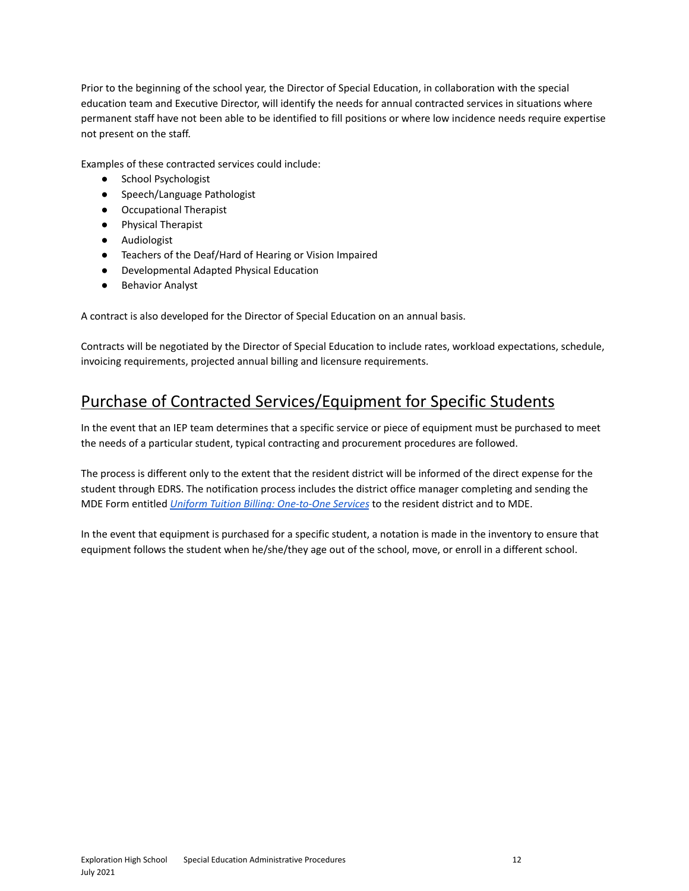Prior to the beginning of the school year, the Director of Special Education, in collaboration with the special education team and Executive Director, will identify the needs for annual contracted services in situations where permanent staff have not been able to be identified to fill positions or where low incidence needs require expertise not present on the staff.

Examples of these contracted services could include:

- School Psychologist
- Speech/Language Pathologist
- Occupational Therapist
- Physical Therapist
- Audiologist
- Teachers of the Deaf/Hard of Hearing or Vision Impaired
- Developmental Adapted Physical Education
- Behavior Analyst

A contract is also developed for the Director of Special Education on an annual basis.

Contracts will be negotiated by the Director of Special Education to include rates, workload expectations, schedule, invoicing requirements, projected annual billing and licensure requirements.

## Purchase of Contracted Services/Equipment for Specific Students

In the event that an IEP team determines that a specific service or piece of equipment must be purchased to meet the needs of a particular student, typical contracting and procurement procedures are followed.

The process is different only to the extent that the resident district will be informed of the direct expense for the student through EDRS. The notification process includes the district office manager completing and sending the MDE Form entitled *Uniform Tuition Billing: One-to-One Services* to the resident district and to MDE.

In the event that equipment is purchased for a specific student, a notation is made in the inventory to ensure that equipment follows the student when he/she/they age out of the school, move, or enroll in a different school.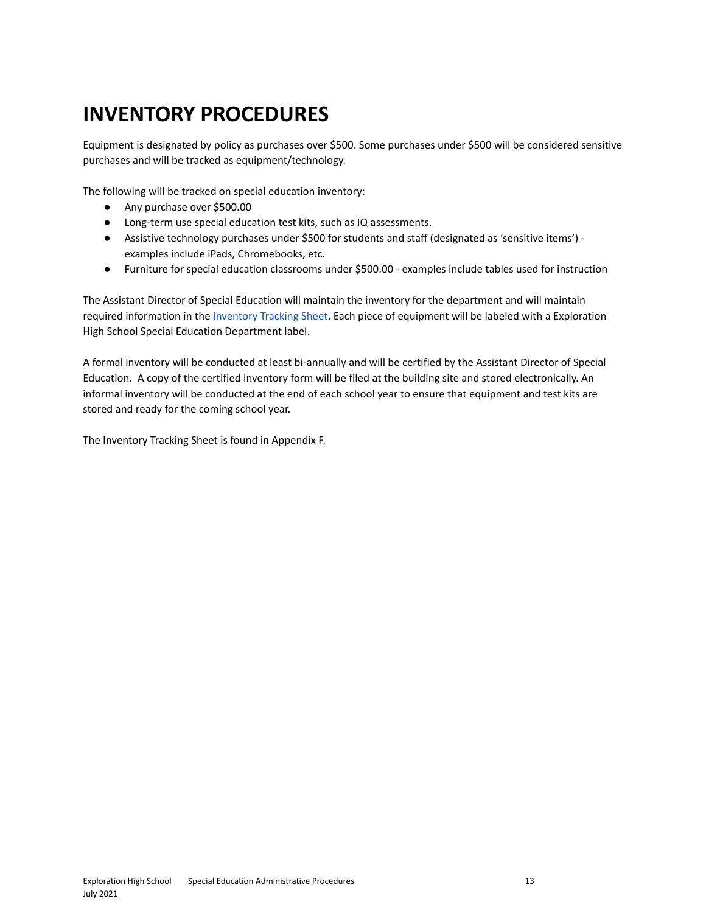# INVENTORY PROCEDURES

Equipment is designated by policy as purchases over $500. Some purchases under $500 will be considered sensitive purchases and will be tracked as equipment/technology.

The following will be tracked on special education inventory:

- Any purchase over $500.00
- Long-term use special education test kits, such as IQ assessments.
- Assistive technology purchases under $500 for students and staff (designated as 'sensitive items') - examples include iPads, Chromebooks, etc.
- Furniture for special education classrooms under $500.00 - examples include tables used for instruction

The Assistant Director of Special Education will maintain the inventory for the department and will maintain required information in the [Inventory Tracking Sheet](). Each piece of equipment will be labeled with a Exploration High School Special Education Department label.

A formal inventory will be conducted at least bi-annually and will be certified by the Assistant Director of Special Education. A copy of the certified inventory form will be filed at the building site and stored electronically. An informal inventory will be conducted at the end of each school year to ensure that equipment and test kits are stored and ready for the coming school year.

The Inventory Tracking Sheet is found in Appendix F.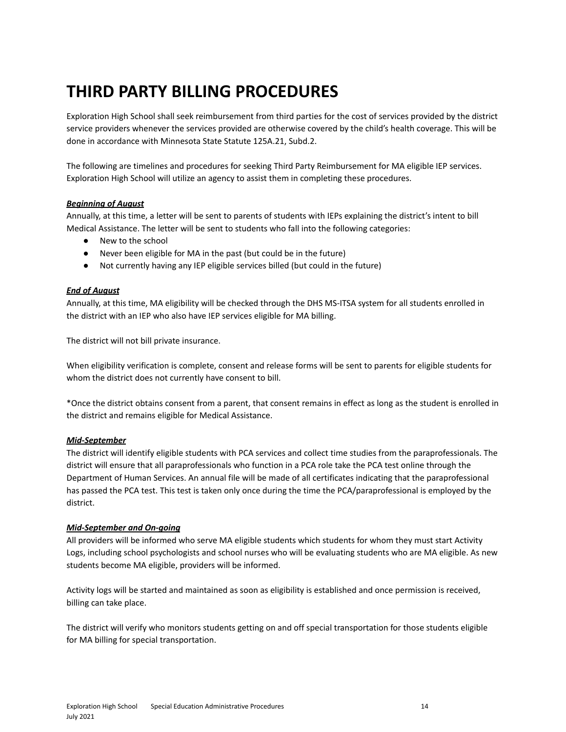# THIRD PARTY BILLING PROCEDURES

Exploration High School shall seek reimbursement from third parties for the cost of services provided by the district service providers whenever the services provided are otherwise covered by the child's health coverage. This will be done in accordance with Minnesota State Statute 125A.21, Subd.2.

The following are timelines and procedures for seeking Third Party Reimbursement for MA eligible IEP services. Exploration High School will utilize an agency to assist them in completing these procedures.

***Beginning of August***

Annually, at this time, a letter will be sent to parents of students with IEPs explaining the district's intent to bill Medical Assistance. The letter will be sent to students who fall into the following categories:

- New to the school
- Never been eligible for MA in the past (but could be in the future)
- Not currently having any IEP eligible services billed (but could in the future)

***End of August***

Annually, at this time, MA eligibility will be checked through the DHS MS-ITSA system for all students enrolled in the district with an IEP who also have IEP services eligible for MA billing.

The district will not bill private insurance.

When eligibility verification is complete, consent and release forms will be sent to parents for eligible students for whom the district does not currently have consent to bill.

*Once the district obtains consent from a parent, that consent remains in effect as long as the student is enrolled in the district and remains eligible for Medical Assistance.

***Mid-September***

The district will identify eligible students with PCA services and collect time studies from the paraprofessionals. The district will ensure that all paraprofessionals who function in a PCA role take the PCA test online through the Department of Human Services. An annual file will be made of all certificates indicating that the paraprofessional has passed the PCA test. This test is taken only once during the time the PCA/paraprofessional is employed by the district.

***Mid-September and On-going***

All providers will be informed who serve MA eligible students which students for whom they must start Activity Logs, including school psychologists and school nurses who will be evaluating students who are MA eligible. As new students become MA eligible, providers will be informed.

Activity logs will be started and maintained as soon as eligibility is established and once permission is received, billing can take place.

The district will verify who monitors students getting on and off special transportation for those students eligible for MA billing for special transportation.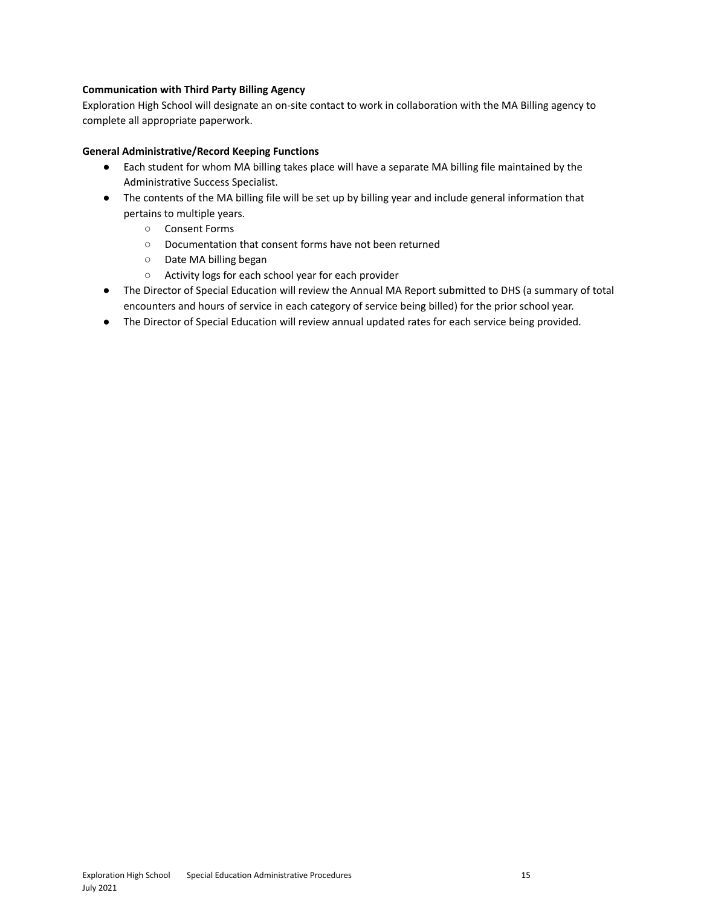**Communication with Third Party Billing Agency**

Exploration High School will designate an on-site contact to work in collaboration with the MA Billing agency to complete all appropriate paperwork.

**General Administrative/Record Keeping Functions**

- Each student for whom MA billing takes place will have a separate MA billing file maintained by the Administrative Success Specialist.
- The contents of the MA billing file will be set up by billing year and include general information that pertains to multiple years.
    - Consent Forms
    - Documentation that consent forms have not been returned
    - Date MA billing began
    - Activity logs for each school year for each provider
- The Director of Special Education will review the Annual MA Report submitted to DHS (a summary of total encounters and hours of service in each category of service being billed) for the prior school year.
- The Director of Special Education will review annual updated rates for each service being provided.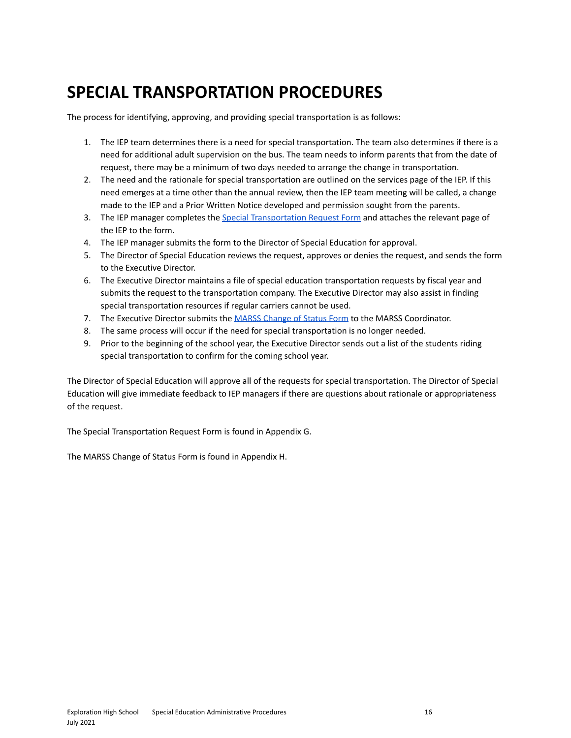# SPECIAL TRANSPORTATION PROCEDURES

The process for identifying, approving, and providing special transportation is as follows:

1. The IEP team determines there is a need for special transportation. The team also determines if there is a need for additional adult supervision on the bus. The team needs to inform parents that from the date of request, there may be a minimum of two days needed to arrange the change in transportation.
2. The need and the rationale for special transportation are outlined on the services page of the IEP. If this need emerges at a time other than the annual review, then the IEP team meeting will be called, a change made to the IEP and a Prior Written Notice developed and permission sought from the parents.
3. The IEP manager completes the Special Transportation Request Form and attaches the relevant page of the IEP to the form.
4. The IEP manager submits the form to the Director of Special Education for approval.
5. The Director of Special Education reviews the request, approves or denies the request, and sends the form to the Executive Director.
6. The Executive Director maintains a file of special education transportation requests by fiscal year and submits the request to the transportation company. The Executive Director may also assist in finding special transportation resources if regular carriers cannot be used.
7. The Executive Director submits the MARSS Change of Status Form to the MARSS Coordinator.
8. The same process will occur if the need for special transportation is no longer needed.
9. Prior to the beginning of the school year, the Executive Director sends out a list of the students riding special transportation to confirm for the coming school year.

The Director of Special Education will approve all of the requests for special transportation. The Director of Special Education will give immediate feedback to IEP managers if there are questions about rationale or appropriateness of the request.

The Special Transportation Request Form is found in Appendix G.

The MARSS Change of Status Form is found in Appendix H.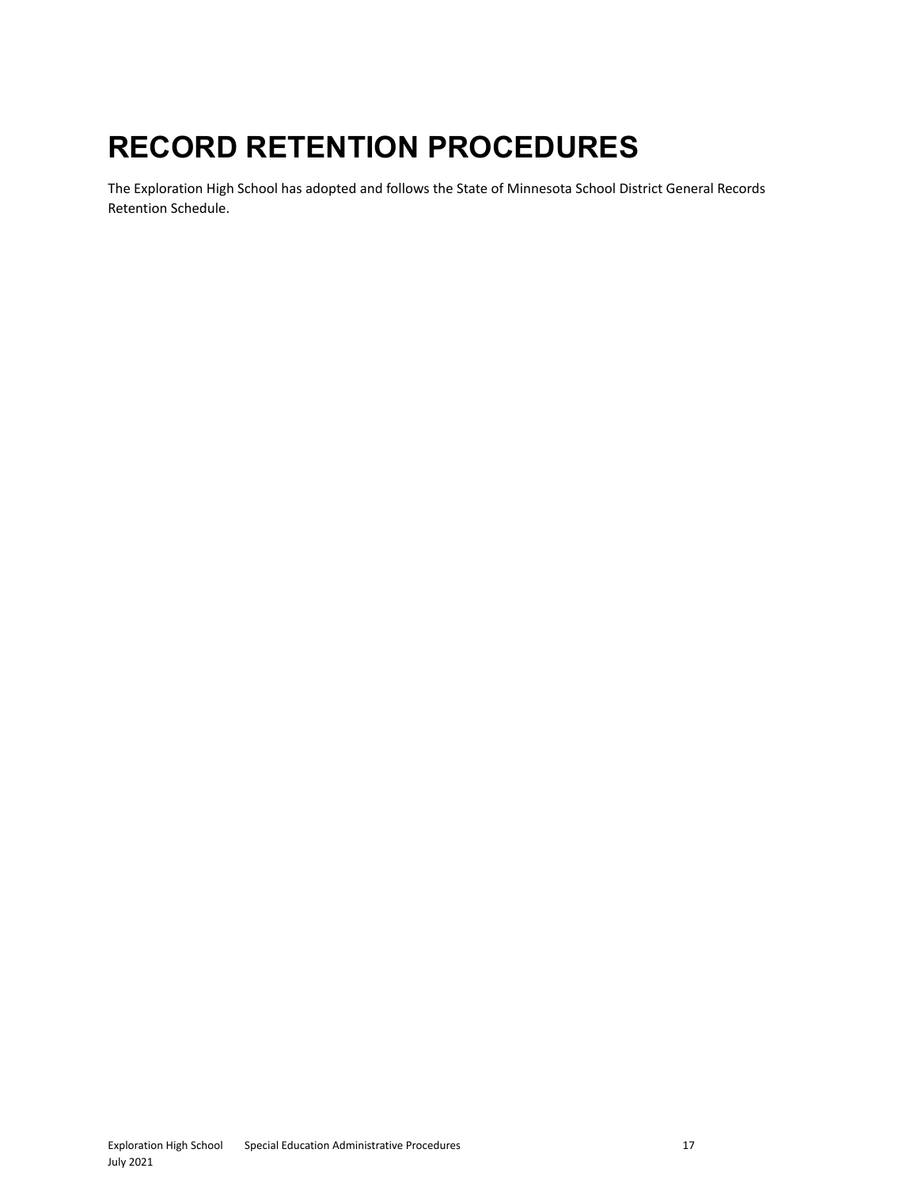# RECORD RETENTION PROCEDURES

The Exploration High School has adopted and follows the State of Minnesota School District General Records Retention Schedule.